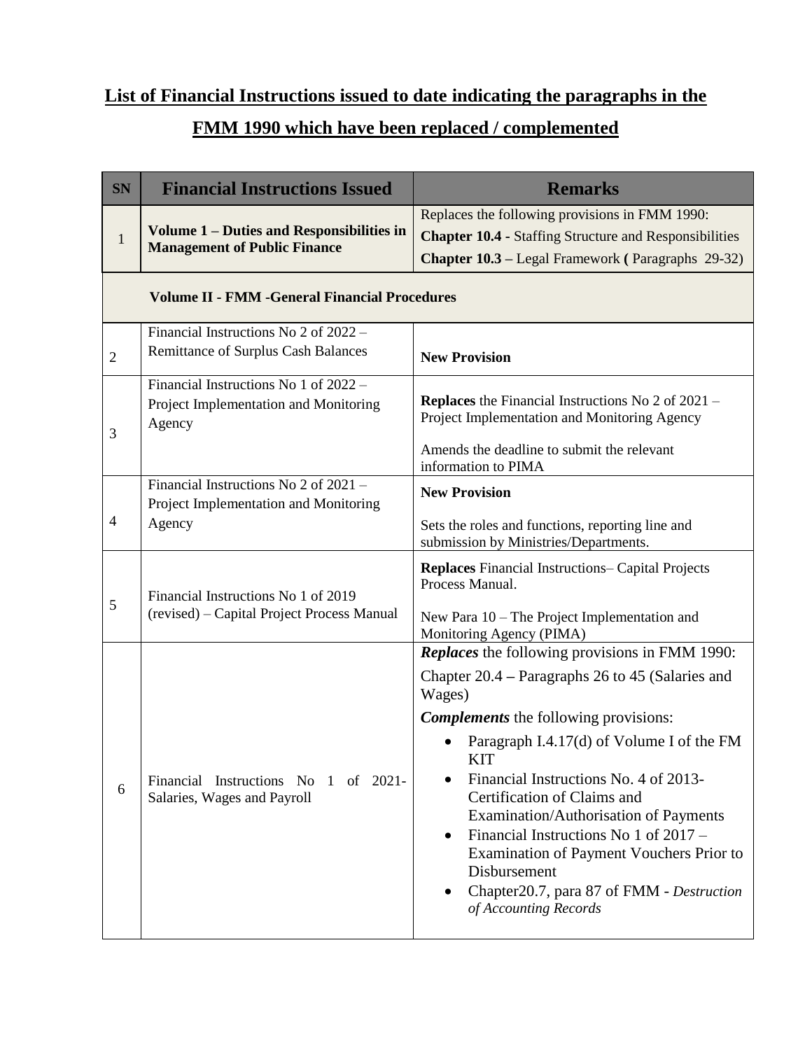# List of Financial Instructions issued to date indicating the paragraphs in the FMM 1990 which have been replaced / complemented

| SN | Financial Instructions Issued | Remarks |
|---|---|---|
| 1 | **Volume 1 – Duties and Responsibilities in Management of Public Finance** | Replaces the following provisions in FMM 1990:<br>**Chapter 10.4 -** Staffing Structure and Responsibilities<br>**Chapter 10.3 –** Legal Framework **(** Paragraphs 29-32) |
| | **Volume II - FMM -General Financial Procedures** | |
| 2 | Financial Instructions No 2 of 2022 – Remittance of Surplus Cash Balances | **New Provision** |
| 3 | Financial Instructions No 1 of 2022 – Project Implementation and Monitoring Agency | **Replaces** the Financial Instructions No 2 of 2021 – Project Implementation and Monitoring Agency<br><br>Amends the deadline to submit the relevant information to PIMA |
| 4 | Financial Instructions No 2 of 2021 – Project Implementation and Monitoring Agency | **New Provision**<br><br>Sets the roles and functions, reporting line and submission by Ministries/Departments. |
| 5 | Financial Instructions No 1 of 2019 (revised) – Capital Project Process Manual | **Replaces** Financial Instructions– Capital Projects Process Manual.<br><br>New Para 10 – The Project Implementation and Monitoring Agency (PIMA) |
| 6 | Financial Instructions No 1 of 2021- Salaries, Wages and Payroll | ***Replaces*** the following provisions in FMM 1990:<br>Chapter 20.4 **–** Paragraphs 26 to 45 (Salaries and Wages)<br>***Complements*** the following provisions:<br>• Paragraph I.4.17(d) of Volume I of the FM KIT<br>• Financial Instructions No. 4 of 2013- Certification of Claims and Examination/Authorisation of Payments<br>• Financial Instructions No 1 of 2017 – Examination of Payment Vouchers Prior to Disbursement<br>• Chapter20.7, para 87 of FMM - *Destruction of Accounting Records* |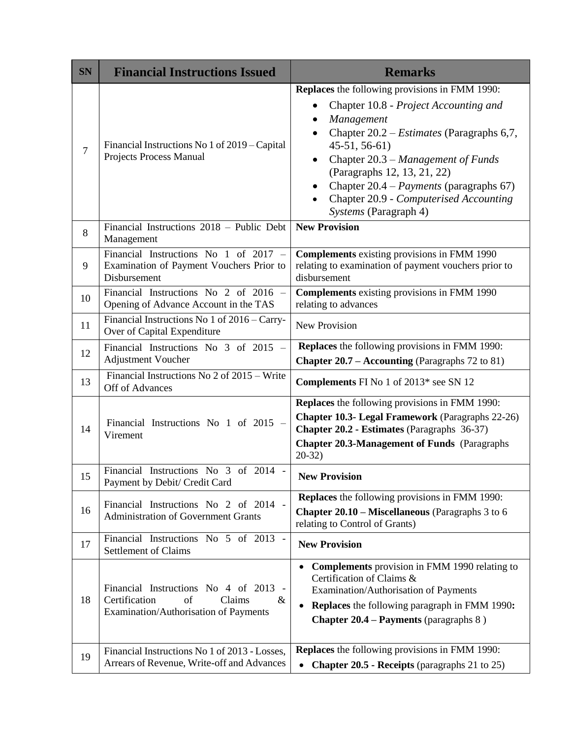| SN | Financial Instructions Issued | Remarks |
|---|---|---|
| 7 | Financial Instructions No 1 of 2019 – Capital Projects Process Manual | **Replaces** the following provisions in FMM 1990:<br>• Chapter 10.8 - *Project Accounting and*<br>• *Management*<br>• Chapter 20.2 – *Estimates* (Paragraphs 6,7, 45-51, 56-61)<br>• Chapter 20.3 – *Management of Funds* (Paragraphs 12, 13, 21, 22)<br>• Chapter 20.4 – *Payments* (paragraphs 67)<br>• Chapter 20.9 - *Computerised Accounting Systems* (Paragraph 4) |
| 8 | Financial Instructions 2018 – Public Debt Management | **New Provision** |
| 9 | Financial Instructions No 1 of 2017 – Examination of Payment Vouchers Prior to Disbursement | **Complements** existing provisions in FMM 1990 relating to examination of payment vouchers prior to disbursement |
| 10 | Financial Instructions No 2 of 2016 – Opening of Advance Account in the TAS | **Complements** existing provisions in FMM 1990 relating to advances |
| 11 | Financial Instructions No 1 of 2016 – Carry-Over of Capital Expenditure | New Provision |
| 12 | Financial Instructions No 3 of 2015 – Adjustment Voucher | **Replaces** the following provisions in FMM 1990:<br>**Chapter 20.7 – Accounting** (Paragraphs 72 to 81) |
| 13 | Financial Instructions No 2 of 2015 – Write Off of Advances | **Complements** FI No 1 of 2013* see SN 12 |
| 14 | Financial Instructions No 1 of 2015 – Virement | **Replaces** the following provisions in FMM 1990:<br>**Chapter 10.3- Legal Framework** (Paragraphs 22-26)<br>**Chapter 20.2 - Estimates** (Paragraphs 36-37)<br>**Chapter 20.3-Management of Funds** (Paragraphs 20-32) |
| 15 | Financial Instructions No 3 of 2014 - Payment by Debit/ Credit Card | **New Provision** |
| 16 | Financial Instructions No 2 of 2014 - Administration of Government Grants | **Replaces** the following provisions in FMM 1990:<br>**Chapter 20.10 – Miscellaneous** (Paragraphs 3 to 6 relating to Control of Grants) |
| 17 | Financial Instructions No 5 of 2013 - Settlement of Claims | **New Provision** |
| 18 | Financial Instructions No 4 of 2013 - Certification of Claims & Examination/Authorisation of Payments | • **Complements** provision in FMM 1990 relating to Certification of Claims & Examination/Authorisation of Payments<br>• **Replaces** the following paragraph in FMM 1990**:** **Chapter 20.4 – Payments** (paragraphs 8 ) |
| 19 | Financial Instructions No 1 of 2013 - Losses, Arrears of Revenue, Write-off and Advances | **Replaces** the following provisions in FMM 1990:<br>• **Chapter 20.5 - Receipts** (paragraphs 21 to 25) |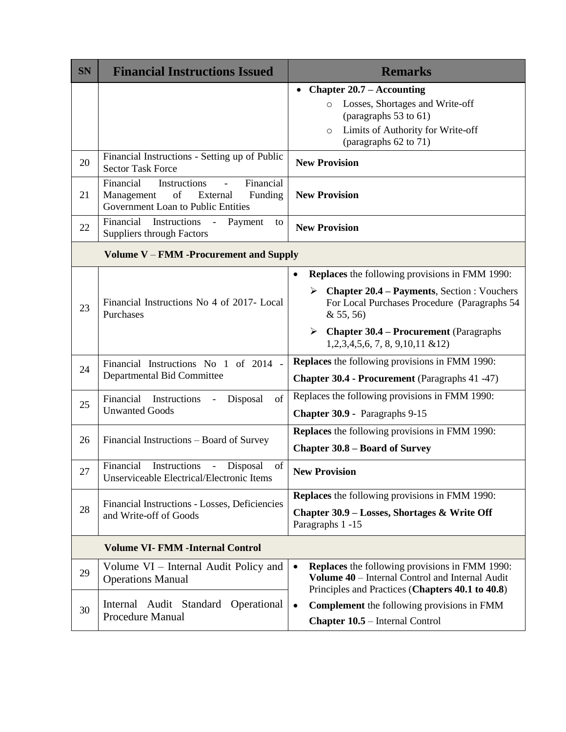| SN | Financial Instructions Issued | Remarks |
|---|---|---|
| | | • **Chapter 20.7 – Accounting**<br>o Losses, Shortages and Write-off (paragraphs 53 to 61)<br>o Limits of Authority for Write-off (paragraphs 62 to 71) |
| 20 | Financial Instructions - Setting up of Public Sector Task Force | **New Provision** |
| 21 | Financial Instructions - Financial Management of External Funding Government Loan to Public Entities | **New Provision** |
| 22 | Financial Instructions - Payment to Suppliers through Factors | **New Provision** |
| | **Volume V – FMM -Procurement and Supply** | |
| 23 | Financial Instructions No 4 of 2017- Local Purchases | • **Replaces** the following provisions in FMM 1990:<br>➢ **Chapter 20.4 – Payments**, Section : Vouchers For Local Purchases Procedure (Paragraphs 54 & 55, 56)<br>➢ **Chapter 30.4 – Procurement** (Paragraphs 1,2,3,4,5,6, 7, 8, 9,10,11 &12) |
| 24 | Financial Instructions No 1 of 2014 - Departmental Bid Committee | **Replaces** the following provisions in FMM 1990:<br>**Chapter 30.4 - Procurement** (Paragraphs 41 -47) |
| 25 | Financial Instructions - Disposal of Unwanted Goods | Replaces the following provisions in FMM 1990:<br>**Chapter 30.9 -** Paragraphs 9-15 |
| 26 | Financial Instructions – Board of Survey | **Replaces** the following provisions in FMM 1990:<br>**Chapter 30.8 – Board of Survey** |
| 27 | Financial Instructions - Disposal of Unserviceable Electrical/Electronic Items | **New Provision** |
| 28 | Financial Instructions - Losses, Deficiencies and Write-off of Goods | **Replaces** the following provisions in FMM 1990:<br>**Chapter 30.9 – Losses, Shortages & Write Off** Paragraphs 1 -15 |
| | **Volume VI- FMM -Internal Control** | |
| 29 | Volume VI – Internal Audit Policy and Operations Manual | • **Replaces** the following provisions in FMM 1990: **Volume 40** – Internal Control and Internal Audit Principles and Practices (**Chapters 40.1 to 40.8**)<br>• **Complement** the following provisions in FMM<br>**Chapter 10.5** – Internal Control |
| 30 | Internal Audit Standard Operational Procedure Manual | |